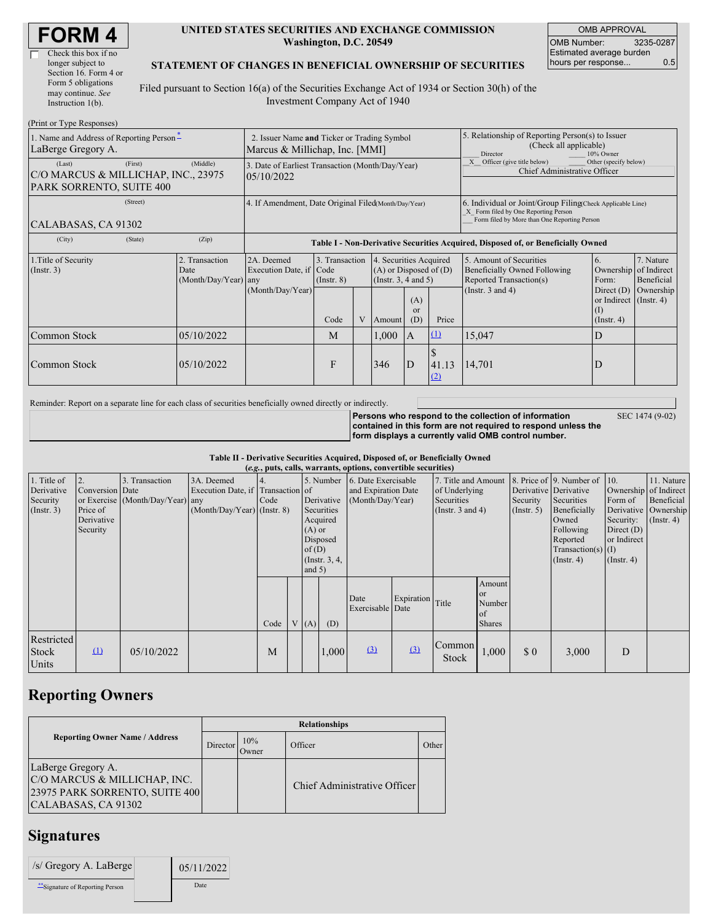# FORM 4

☐ Check this box if no longer subject to Section 16. Form 4 or Form 5 obligations may continue. *See* Instruction 1(b).

**UNITED STATES SECURITIES AND EXCHANGE COMMISSION**
**Washington, D.C. 20549**

**STATEMENT OF CHANGES IN BENEFICIAL OWNERSHIP OF SECURITIES**

Filed pursuant to Section 16(a) of the Securities Exchange Act of 1934 or Section 30(h) of the Investment Company Act of 1940

| OMB APPROVAL | |
|---|---|
| OMB Number: | 3235-0287 |
| Estimated average burden hours per response... | 0.5 |

(Print or Type Responses)

| 1. Name and Address of Reporting Person * | 2. Issuer Name and Ticker or Trading Symbol | 5. Relationship of Reporting Person(s) to Issuer (Check all applicable) |
|---|---|---|
| LaBerge Gregory A. | Marcus & Millichap, Inc. [MMI] | ___ Director ___ 10% Owner<br>_X_ Officer (give title below) ___ Other (specify below)<br>Chief Administrative Officer |
| (Last) (First) (Middle)<br>C/O MARCUS & MILLICHAP, INC., 23975 PARK SORRENTO, SUITE 400 | 3. Date of Earliest Transaction (Month/Day/Year)<br>05/10/2022 | |
| (Street)<br>CALABASAS, CA 91302 | 4. If Amendment, Date Original Filed (Month/Day/Year) | 6. Individual or Joint/Group Filing (Check Applicable Line)<br>_X_ Form filed by One Reporting Person<br>___ Form filed by More than One Reporting Person |
| (City) (State) (Zip) | | |

**Table I - Non-Derivative Securities Acquired, Disposed of, or Beneficially Owned**

| 1.Title of Security (Instr. 3) | 2. Transaction Date (Month/Day/Year) | 2A. Deemed Execution Date, if any (Month/Day/Year) | 3. Transaction Code (Instr. 8) | | 4. Securities Acquired (A) or Disposed of (D) (Instr. 3, 4 and 5) | | | 5. Amount of Securities Beneficially Owned Following Reported Transaction(s) (Instr. 3 and 4) | 6. Ownership Form: Direct (D) or Indirect (I) (Instr. 4) | 7. Nature of Indirect Beneficial Ownership (Instr. 4) |
|---|---|---|---|---|---|---|---|---|---|---|
| | | | Code | V | Amount | (A) or (D) | Price | | | |
| Common Stock | 05/10/2022 | | M | | 1,000 | A | (1) | 15,047 | D | |
| Common Stock | 05/10/2022 | | F | | 346 | D | $ 41.13 (2) | 14,701 | D | |

Reminder: Report on a separate line for each class of securities beneficially owned directly or indirectly.

**Persons who respond to the collection of information contained in this form are not required to respond unless the form displays a currently valid OMB control number.**

SEC 1474 (9-02)

**Table II - Derivative Securities Acquired, Disposed of, or Beneficially Owned**
**(*e.g.*, puts, calls, warrants, options, convertible securities)**

| 1. Title of Derivative Security (Instr. 3) | 2. Conversion or Exercise Price of Derivative Security | 3. Transaction Date (Month/Day/Year) | 3A. Deemed Execution Date, if any (Month/Day/Year) | 4. Transaction Code (Instr. 8) | | 5. Number of Derivative Securities Acquired (A) or Disposed of (D) (Instr. 3, 4, and 5) | | 6. Date Exercisable and Expiration Date (Month/Day/Year) | | 7. Title and Amount of Underlying Securities (Instr. 3 and 4) | | 8. Price of Derivative Security (Instr. 5) | 9. Number of Derivative Securities Beneficially Owned Following Reported Transaction(s) (Instr. 4) | 10. Ownership Form of Derivative Security: Direct (D) or Indirect (I) (Instr. 4) | 11. Nature of Indirect Beneficial Ownership (Instr. 4) |
|---|---|---|---|---|---|---|---|---|---|---|---|---|---|---|---|
| | | | | Code | V | (A) | (D) | Date Exercisable | Expiration Date | Title | Amount or Number of Shares | | | | |
| Restricted Stock Units | (1) | 05/10/2022 | | M | | | 1,000 | (3) | (3) | Common Stock | 1,000 | $ 0 | 3,000 | D | |

## Reporting Owners

| Reporting Owner Name / Address | Relationships | | | |
|---|---|---|---|---|
| | Director | 10% Owner | Officer | Other |
| LaBerge Gregory A.<br>C/O MARCUS & MILLICHAP, INC.<br>23975 PARK SORRENTO, SUITE 400<br>CALABASAS, CA 91302 | | | Chief Administrative Officer | |

## Signatures

| /s/ Gregory A. LaBerge | 05/11/2022 |
|---|---|
| **Signature of Reporting Person | Date |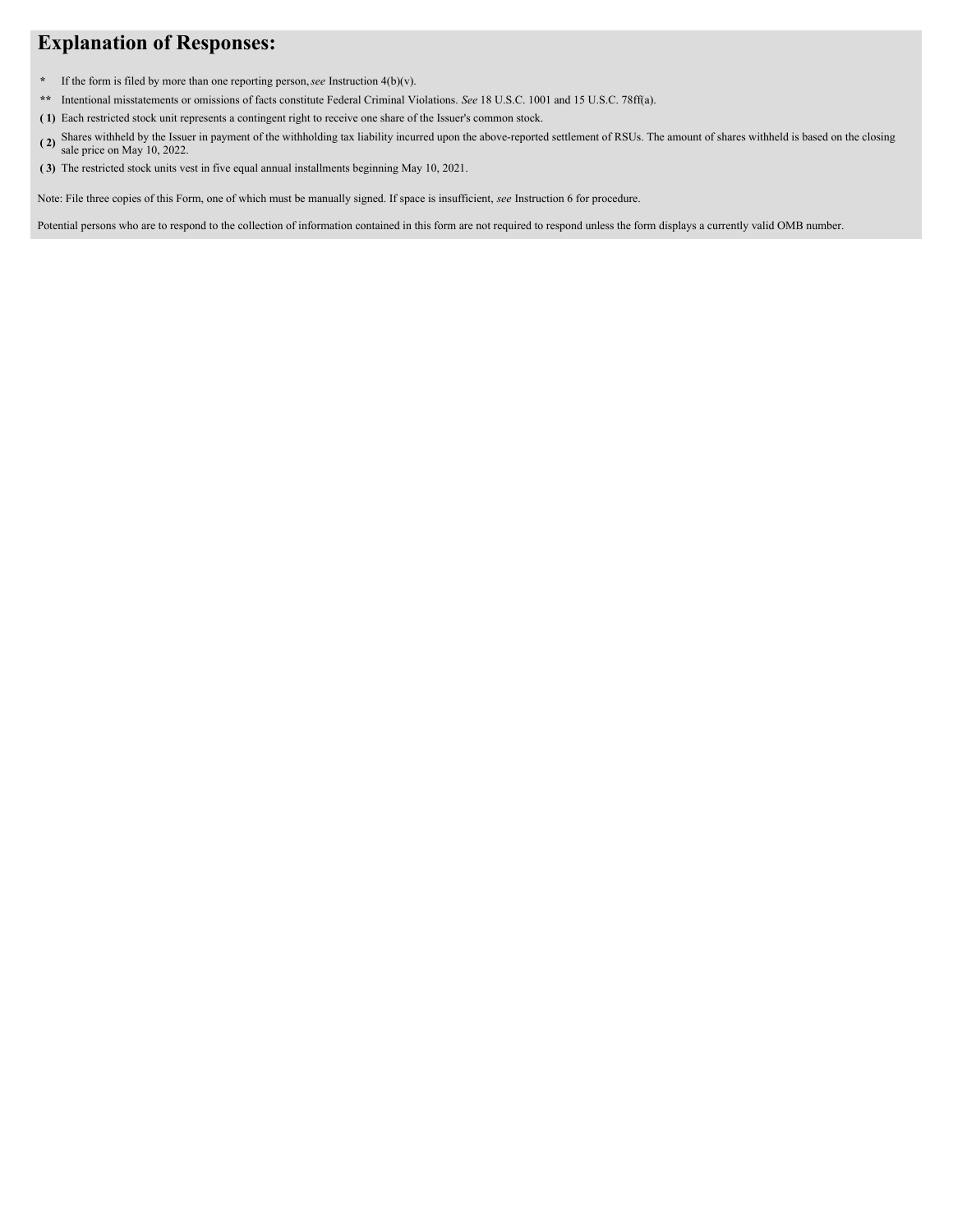## Explanation of Responses:

- \* If the form is filed by more than one reporting person, *see* Instruction 4(b)(v).
- \*\* Intentional misstatements or omissions of facts constitute Federal Criminal Violations. *See* 18 U.S.C. 1001 and 15 U.S.C. 78ff(a).
- **( 1)** Each restricted stock unit represents a contingent right to receive one share of the Issuer's common stock.
- **( 2)** Shares withheld by the Issuer in payment of the withholding tax liability incurred upon the above-reported settlement of RSUs. The amount of shares withheld is based on the closing sale price on May 10, 2022.
- **( 3)** The restricted stock units vest in five equal annual installments beginning May 10, 2021.

Note: File three copies of this Form, one of which must be manually signed. If space is insufficient, *see* Instruction 6 for procedure.

Potential persons who are to respond to the collection of information contained in this form are not required to respond unless the form displays a currently valid OMB number.